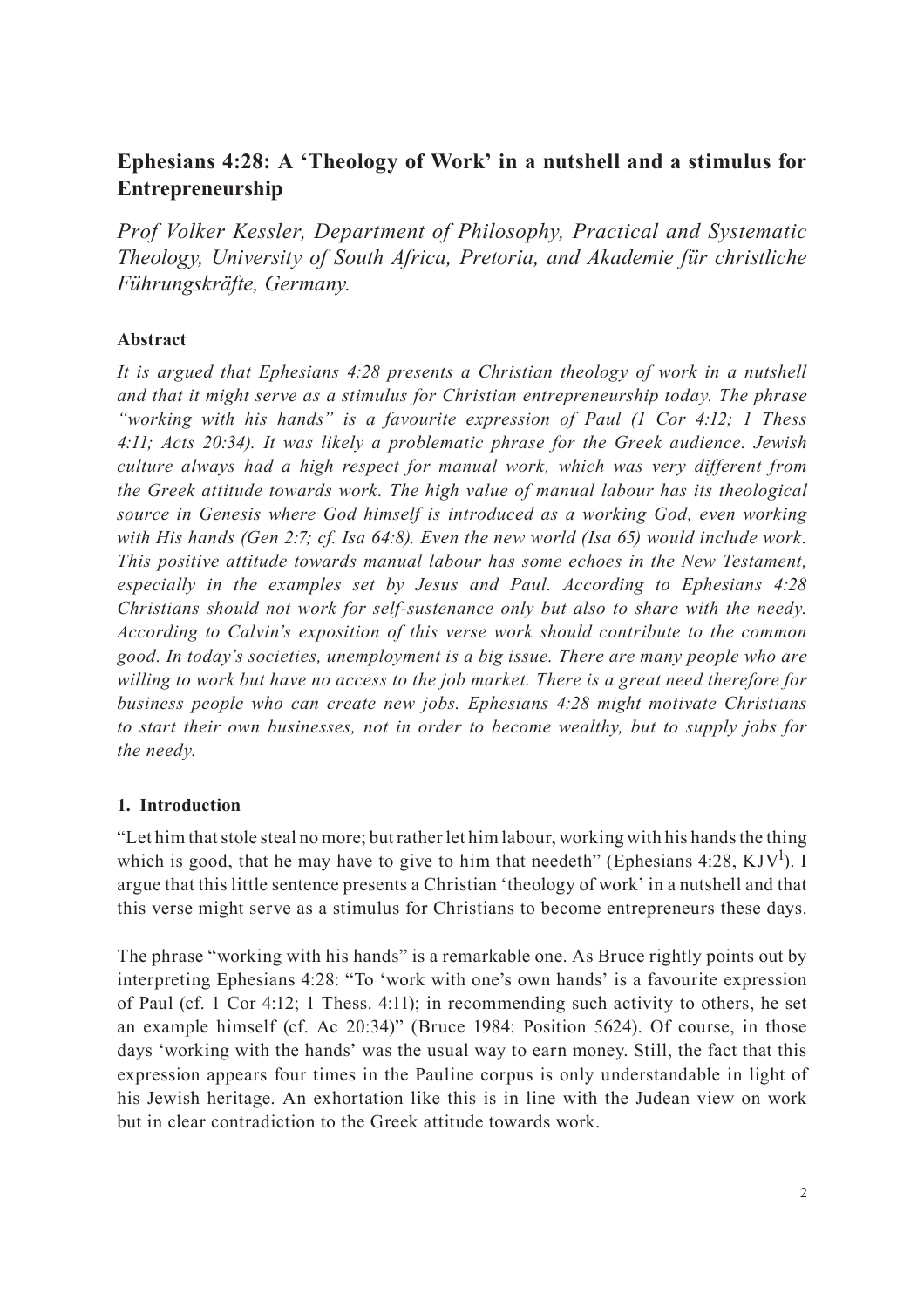# Ephesians 4:28: A 'Theology of Work' in a nutshell and a stimulus for Entrepreneurship

*Prof Volker Kessler, Department of Philosophy, Practical and Systematic Theology, University of South Africa, Pretoria, and Akademie für christliche Führungskräfte, Germany.*

### Abstract

*It is argued that Ephesians 4:28 presents a Christian theology of work in a nutshell and that it might serve as a stimulus for Christian entrepreneurship today. The phrase "working with his hands" is a favourite expression of Paul (1 Cor 4:12; 1 Thess 4:11; Acts 20:34). It was likely a problematic phrase for the Greek audience. Jewish culture always had a high respect for manual work, which was very different from the Greek attitude towards work. The high value of manual labour has its theological source in Genesis where God himself is introduced as a working God, even working with His hands (Gen 2:7; cf. Isa 64:8). Even the new world (Isa 65) would include work. This positive attitude towards manual labour has some echoes in the New Testament, especially in the examples set by Jesus and Paul. According to Ephesians 4:28 Christians should not work for self-sustenance only but also to share with the needy. According to Calvin's exposition of this verse work should contribute to the common good. In today's societies, unemployment is a big issue. There are many people who are willing to work but have no access to the job market. There is a great need therefore for business people who can create new jobs. Ephesians 4:28 might motivate Christians to start their own businesses, not in order to become wealthy, but to supply jobs for the needy.*

### 1. Introduction

"Let him that stole steal no more; but rather let him labour, working with his hands the thing which is good, that he may have to give to him that needeth" (Ephesians 4:28, KJV[1]). I argue that this little sentence presents a Christian 'theology of work' in a nutshell and that this verse might serve as a stimulus for Christians to become entrepreneurs these days.

The phrase "working with his hands" is a remarkable one. As Bruce rightly points out by interpreting Ephesians 4:28: "To 'work with one's own hands' is a favourite expression of Paul (cf. 1 Cor 4:12; 1 Thess. 4:11); in recommending such activity to others, he set an example himself (cf. Ac 20:34)" (Bruce 1984: Position 5624). Of course, in those days 'working with the hands' was the usual way to earn money. Still, the fact that this expression appears four times in the Pauline corpus is only understandable in light of his Jewish heritage. An exhortation like this is in line with the Judean view on work but in clear contradiction to the Greek attitude towards work.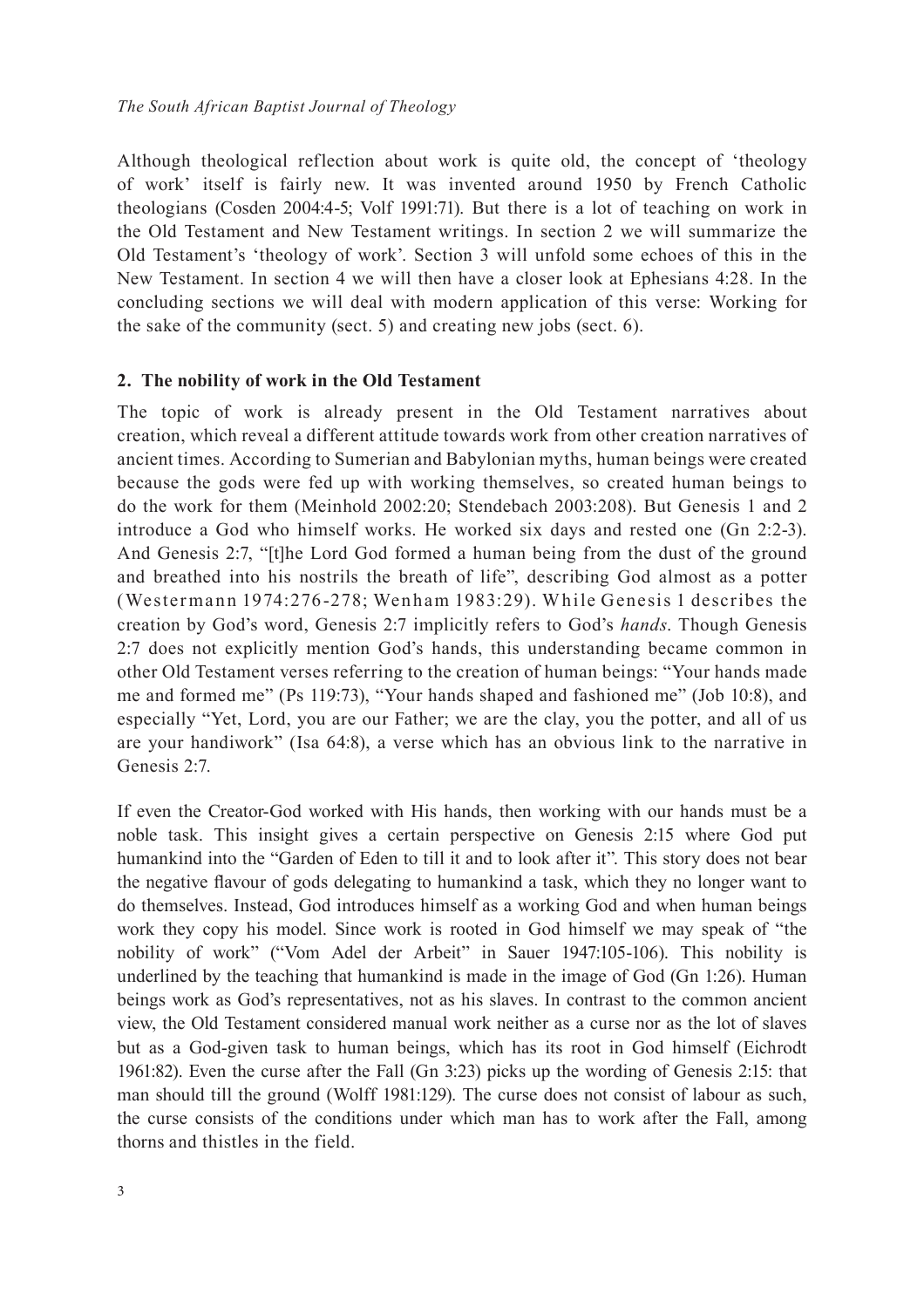Although theological reflection about work is quite old, the concept of 'theology of work' itself is fairly new. It was invented around 1950 by French Catholic theologians (Cosden 2004:4-5; Volf 1991:71). But there is a lot of teaching on work in the Old Testament and New Testament writings. In section 2 we will summarize the Old Testament's 'theology of work'. Section 3 will unfold some echoes of this in the New Testament. In section 4 we will then have a closer look at Ephesians 4:28. In the concluding sections we will deal with modern application of this verse: Working for the sake of the community (sect. 5) and creating new jobs (sect. 6).

## 2. The nobility of work in the Old Testament

The topic of work is already present in the Old Testament narratives about creation, which reveal a different attitude towards work from other creation narratives of ancient times. According to Sumerian and Babylonian myths, human beings were created because the gods were fed up with working themselves, so created human beings to do the work for them (Meinhold 2002:20; Stendebach 2003:208). But Genesis 1 and 2 introduce a God who himself works. He worked six days and rested one (Gn 2:2-3). And Genesis 2:7, "[t]he Lord God formed a human being from the dust of the ground and breathed into his nostrils the breath of life", describing God almost as a potter (Westermann 1974:276-278; Wenham 1983:29). While Genesis 1 describes the creation by God's word, Genesis 2:7 implicitly refers to God's *hands*. Though Genesis 2:7 does not explicitly mention God's hands, this understanding became common in other Old Testament verses referring to the creation of human beings: "Your hands made me and formed me" (Ps 119:73), "Your hands shaped and fashioned me" (Job 10:8), and especially "Yet, Lord, you are our Father; we are the clay, you the potter, and all of us are your handiwork" (Isa 64:8), a verse which has an obvious link to the narrative in Genesis 2:7.

If even the Creator-God worked with His hands, then working with our hands must be a noble task. This insight gives a certain perspective on Genesis 2:15 where God put humankind into the "Garden of Eden to till it and to look after it". This story does not bear the negative flavour of gods delegating to humankind a task, which they no longer want to do themselves. Instead, God introduces himself as a working God and when human beings work they copy his model. Since work is rooted in God himself we may speak of "the nobility of work" ("Vom Adel der Arbeit" in Sauer 1947:105-106). This nobility is underlined by the teaching that humankind is made in the image of God (Gn 1:26). Human beings work as God's representatives, not as his slaves. In contrast to the common ancient view, the Old Testament considered manual work neither as a curse nor as the lot of slaves but as a God-given task to human beings, which has its root in God himself (Eichrodt 1961:82). Even the curse after the Fall (Gn 3:23) picks up the wording of Genesis 2:15: that man should till the ground (Wolff 1981:129). The curse does not consist of labour as such, the curse consists of the conditions under which man has to work after the Fall, among thorns and thistles in the field.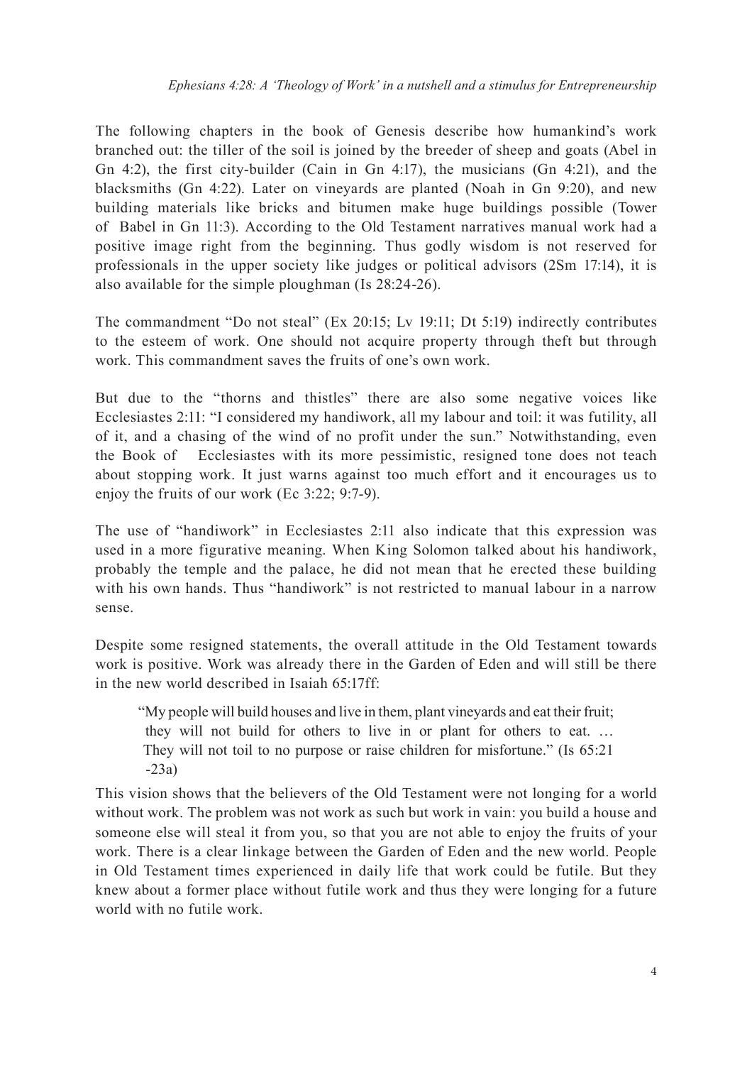The following chapters in the book of Genesis describe how humankind's work branched out: the tiller of the soil is joined by the breeder of sheep and goats (Abel in Gn 4:2), the first city-builder (Cain in Gn 4:17), the musicians (Gn 4:21), and the blacksmiths (Gn 4:22). Later on vineyards are planted (Noah in Gn 9:20), and new building materials like bricks and bitumen make huge buildings possible (Tower of Babel in Gn 11:3). According to the Old Testament narratives manual work had a positive image right from the beginning. Thus godly wisdom is not reserved for professionals in the upper society like judges or political advisors (2Sm 17:14), it is also available for the simple ploughman (Is 28:24-26).

The commandment "Do not steal" (Ex 20:15; Lv 19:11; Dt 5:19) indirectly contributes to the esteem of work. One should not acquire property through theft but through work. This commandment saves the fruits of one's own work.

But due to the "thorns and thistles" there are also some negative voices like Ecclesiastes 2:11: "I considered my handiwork, all my labour and toil: it was futility, all of it, and a chasing of the wind of no profit under the sun." Notwithstanding, even the Book of Ecclesiastes with its more pessimistic, resigned tone does not teach about stopping work. It just warns against too much effort and it encourages us to enjoy the fruits of our work (Ec 3:22; 9:7-9).

The use of "handiwork" in Ecclesiastes 2:11 also indicate that this expression was used in a more figurative meaning. When King Solomon talked about his handiwork, probably the temple and the palace, he did not mean that he erected these building with his own hands. Thus "handiwork" is not restricted to manual labour in a narrow sense.

Despite some resigned statements, the overall attitude in the Old Testament towards work is positive. Work was already there in the Garden of Eden and will still be there in the new world described in Isaiah 65:17ff:

> "My people will build houses and live in them, plant vineyards and eat their fruit; they will not build for others to live in or plant for others to eat. … They will not toil to no purpose or raise children for misfortune." (Is 65:21 -23a)

This vision shows that the believers of the Old Testament were not longing for a world without work. The problem was not work as such but work in vain: you build a house and someone else will steal it from you, so that you are not able to enjoy the fruits of your work. There is a clear linkage between the Garden of Eden and the new world. People in Old Testament times experienced in daily life that work could be futile. But they knew about a former place without futile work and thus they were longing for a future world with no futile work.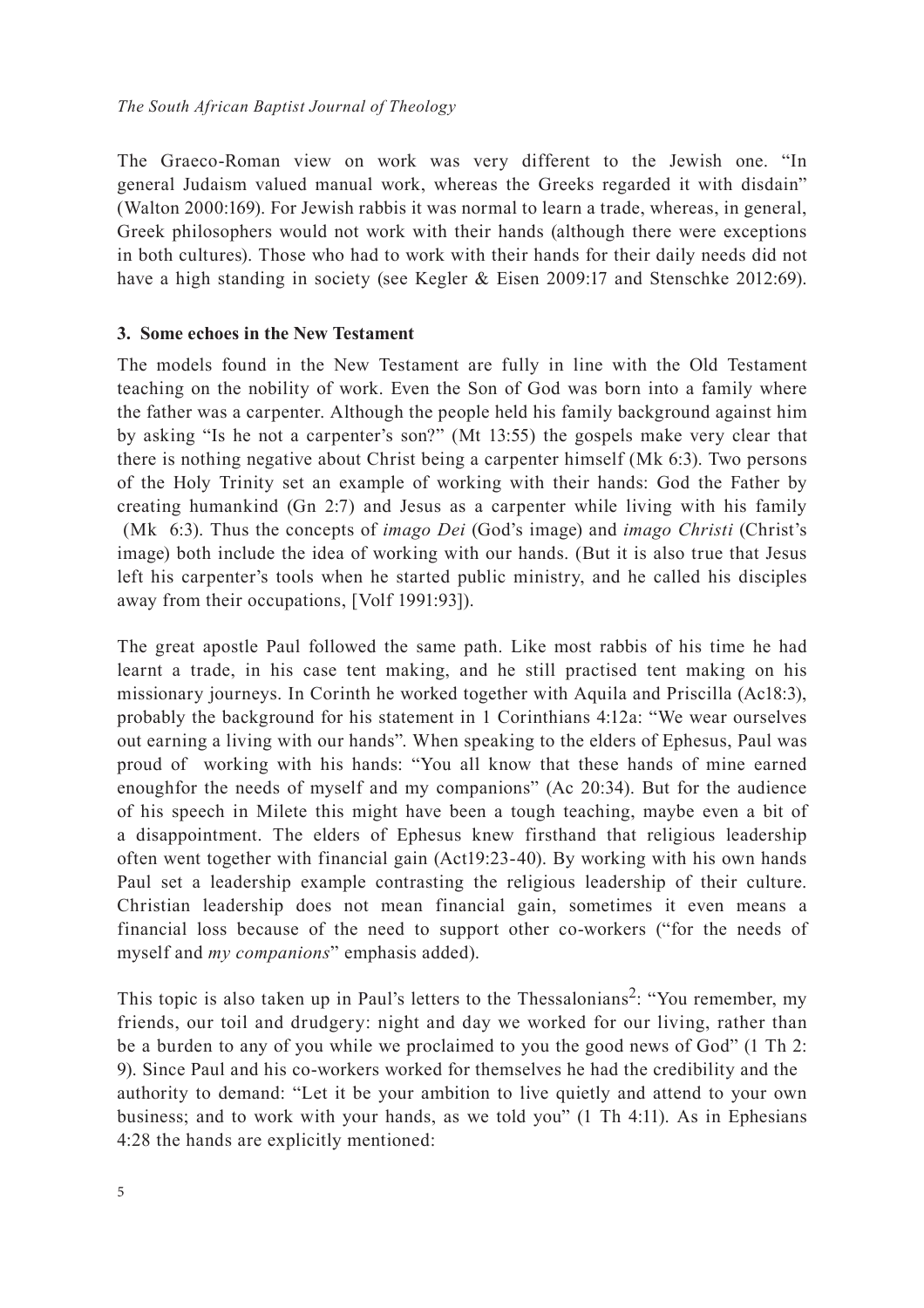The Graeco-Roman view on work was very different to the Jewish one. "In general Judaism valued manual work, whereas the Greeks regarded it with disdain" (Walton 2000:169). For Jewish rabbis it was normal to learn a trade, whereas, in general, Greek philosophers would not work with their hands (although there were exceptions in both cultures). Those who had to work with their hands for their daily needs did not have a high standing in society (see Kegler & Eisen 2009:17 and Stenschke 2012:69).

### 3. Some echoes in the New Testament

The models found in the New Testament are fully in line with the Old Testament teaching on the nobility of work. Even the Son of God was born into a family where the father was a carpenter. Although the people held his family background against him by asking "Is he not a carpenter's son?" (Mt 13:55) the gospels make very clear that there is nothing negative about Christ being a carpenter himself (Mk 6:3). Two persons of the Holy Trinity set an example of working with their hands: God the Father by creating humankind (Gn 2:7) and Jesus as a carpenter while living with his family (Mk 6:3). Thus the concepts of *imago Dei* (God's image) and *imago Christi* (Christ's image) both include the idea of working with our hands. (But it is also true that Jesus left his carpenter's tools when he started public ministry, and he called his disciples away from their occupations, [Volf 1991:93]).

The great apostle Paul followed the same path. Like most rabbis of his time he had learnt a trade, in his case tent making, and he still practised tent making on his missionary journeys. In Corinth he worked together with Aquila and Priscilla (Ac18:3), probably the background for his statement in 1 Corinthians 4:12a: "We wear ourselves out earning a living with our hands". When speaking to the elders of Ephesus, Paul was proud of working with his hands: "You all know that these hands of mine earned enoughfor the needs of myself and my companions" (Ac 20:34). But for the audience of his speech in Milete this might have been a tough teaching, maybe even a bit of a disappointment. The elders of Ephesus knew firsthand that religious leadership often went together with financial gain (Act19:23-40). By working with his own hands Paul set a leadership example contrasting the religious leadership of their culture. Christian leadership does not mean financial gain, sometimes it even means a financial loss because of the need to support other co-workers ("for the needs of myself and *my companions*" emphasis added).

This topic is also taken up in Paul's letters to the Thessalonians[2]: "You remember, my friends, our toil and drudgery: night and day we worked for our living, rather than be a burden to any of you while we proclaimed to you the good news of God" (1 Th 2: 9). Since Paul and his co-workers worked for themselves he had the credibility and the authority to demand: "Let it be your ambition to live quietly and attend to your own business; and to work with your hands, as we told you" (1 Th 4:11). As in Ephesians 4:28 the hands are explicitly mentioned: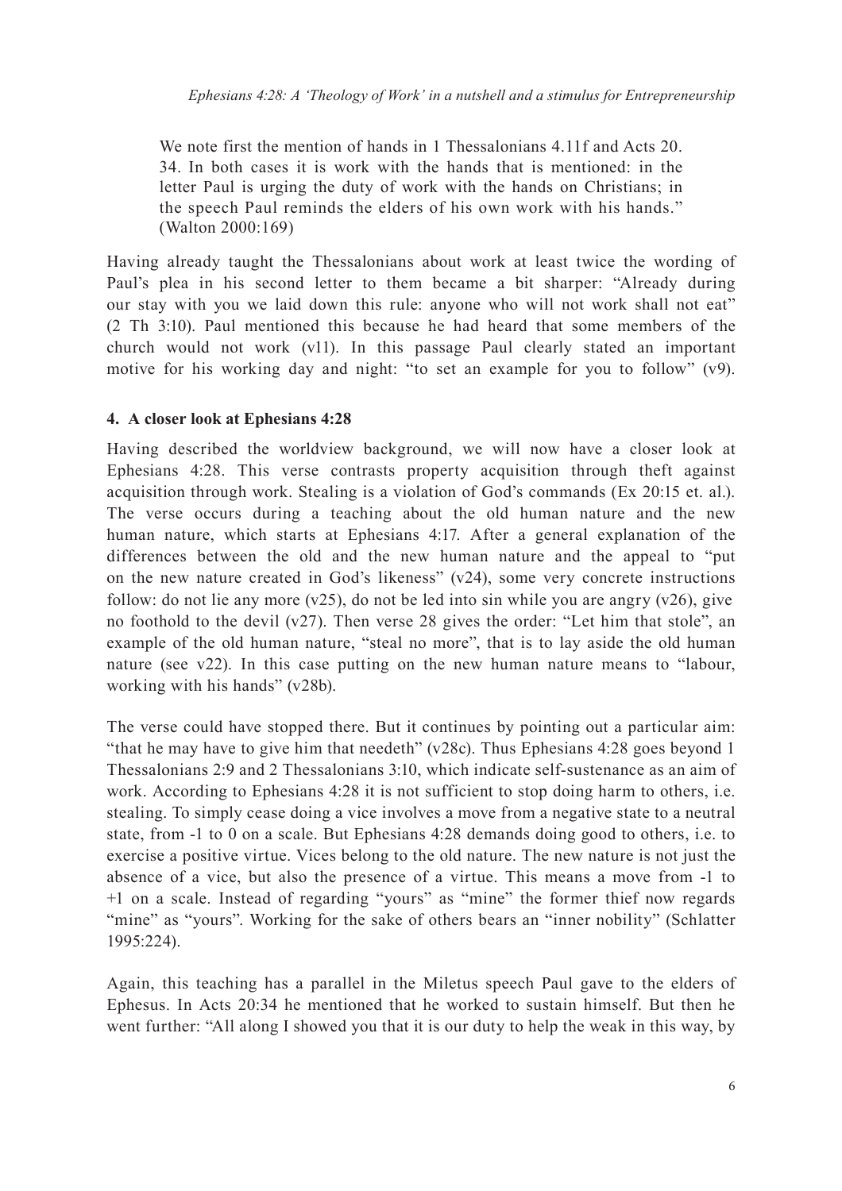> We note first the mention of hands in 1 Thessalonians 4.11f and Acts 20. 34. In both cases it is work with the hands that is mentioned: in the letter Paul is urging the duty of work with the hands on Christians; in the speech Paul reminds the elders of his own work with his hands." (Walton 2000:169)

Having already taught the Thessalonians about work at least twice the wording of Paul's plea in his second letter to them became a bit sharper: "Already during our stay with you we laid down this rule: anyone who will not work shall not eat" (2 Th 3:10). Paul mentioned this because he had heard that some members of the church would not work (v11). In this passage Paul clearly stated an important motive for his working day and night: "to set an example for you to follow" (v9).

#### 4. A closer look at Ephesians 4:28

Having described the worldview background, we will now have a closer look at Ephesians 4:28. This verse contrasts property acquisition through theft against acquisition through work. Stealing is a violation of God's commands (Ex 20:15 et. al.). The verse occurs during a teaching about the old human nature and the new human nature, which starts at Ephesians 4:17. After a general explanation of the differences between the old and the new human nature and the appeal to "put on the new nature created in God's likeness" (v24), some very concrete instructions follow: do not lie any more (v25), do not be led into sin while you are angry (v26), give no foothold to the devil (v27). Then verse 28 gives the order: "Let him that stole", an example of the old human nature, "steal no more", that is to lay aside the old human nature (see v22). In this case putting on the new human nature means to "labour, working with his hands" (v28b).

The verse could have stopped there. But it continues by pointing out a particular aim: "that he may have to give him that needeth" (v28c). Thus Ephesians 4:28 goes beyond 1 Thessalonians 2:9 and 2 Thessalonians 3:10, which indicate self-sustenance as an aim of work. According to Ephesians 4:28 it is not sufficient to stop doing harm to others, i.e. stealing. To simply cease doing a vice involves a move from a negative state to a neutral state, from -1 to 0 on a scale. But Ephesians 4:28 demands doing good to others, i.e. to exercise a positive virtue. Vices belong to the old nature. The new nature is not just the absence of a vice, but also the presence of a virtue. This means a move from -1 to +1 on a scale. Instead of regarding "yours" as "mine" the former thief now regards "mine" as "yours". Working for the sake of others bears an "inner nobility" (Schlatter 1995:224).

Again, this teaching has a parallel in the Miletus speech Paul gave to the elders of Ephesus. In Acts 20:34 he mentioned that he worked to sustain himself. But then he went further: "All along I showed you that it is our duty to help the weak in this way, by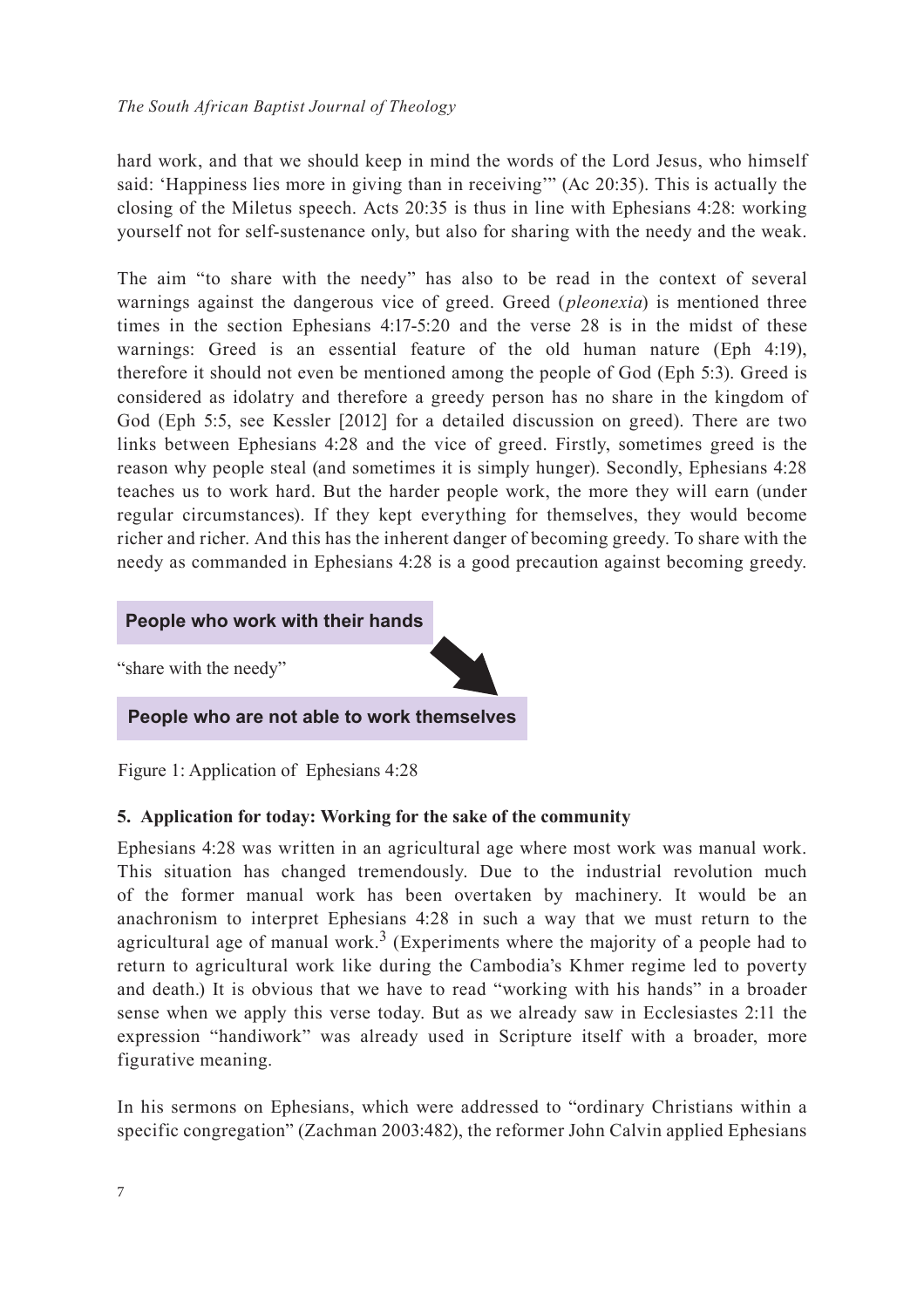hard work, and that we should keep in mind the words of the Lord Jesus, who himself said: 'Happiness lies more in giving than in receiving'" (Ac 20:35). This is actually the closing of the Miletus speech. Acts 20:35 is thus in line with Ephesians 4:28: working yourself not for self-sustenance only, but also for sharing with the needy and the weak.

The aim "to share with the needy" has also to be read in the context of several warnings against the dangerous vice of greed. Greed (*pleonexia*) is mentioned three times in the section Ephesians 4:17-5:20 and the verse 28 is in the midst of these warnings: Greed is an essential feature of the old human nature (Eph 4:19), therefore it should not even be mentioned among the people of God (Eph 5:3). Greed is considered as idolatry and therefore a greedy person has no share in the kingdom of God (Eph 5:5, see Kessler [2012] for a detailed discussion on greed). There are two links between Ephesians 4:28 and the vice of greed. Firstly, sometimes greed is the reason why people steal (and sometimes it is simply hunger). Secondly, Ephesians 4:28 teaches us to work hard. But the harder people work, the more they will earn (under regular circumstances). If they kept everything for themselves, they would become richer and richer. And this has the inherent danger of becoming greedy. To share with the needy as commanded in Ephesians 4:28 is a good precaution against becoming greedy.

**People who work with their hands**

"share with the needy"

**People who are not able to work themselves**

Figure 1: Application of Ephesians 4:28

### 5. Application for today: Working for the sake of the community

Ephesians 4:28 was written in an agricultural age where most work was manual work. This situation has changed tremendously. Due to the industrial revolution much of the former manual work has been overtaken by machinery. It would be an anachronism to interpret Ephesians 4:28 in such a way that we must return to the agricultural age of manual work.[3] (Experiments where the majority of a people had to return to agricultural work like during the Cambodia's Khmer regime led to poverty and death.) It is obvious that we have to read "working with his hands" in a broader sense when we apply this verse today. But as we already saw in Ecclesiastes 2:11 the expression "handiwork" was already used in Scripture itself with a broader, more figurative meaning.

In his sermons on Ephesians, which were addressed to "ordinary Christians within a specific congregation" (Zachman 2003:482), the reformer John Calvin applied Ephesians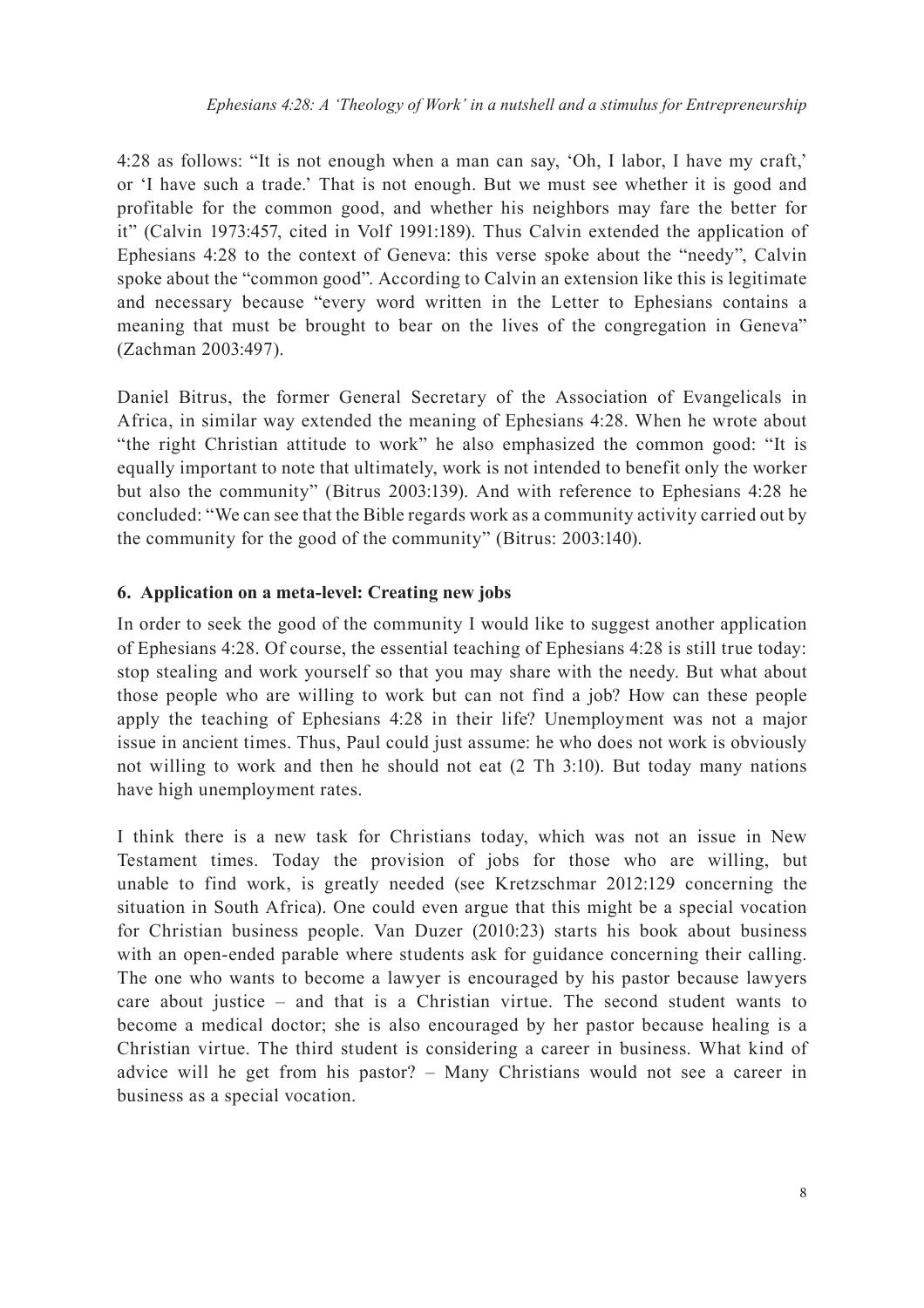4:28 as follows: "It is not enough when a man can say, 'Oh, I labor, I have my craft,' or 'I have such a trade.' That is not enough. But we must see whether it is good and profitable for the common good, and whether his neighbors may fare the better for it" (Calvin 1973:457, cited in Volf 1991:189). Thus Calvin extended the application of Ephesians 4:28 to the context of Geneva: this verse spoke about the "needy", Calvin spoke about the "common good". According to Calvin an extension like this is legitimate and necessary because "every word written in the Letter to Ephesians contains a meaning that must be brought to bear on the lives of the congregation in Geneva" (Zachman 2003:497).

Daniel Bitrus, the former General Secretary of the Association of Evangelicals in Africa, in similar way extended the meaning of Ephesians 4:28. When he wrote about "the right Christian attitude to work" he also emphasized the common good: "It is equally important to note that ultimately, work is not intended to benefit only the worker but also the community" (Bitrus 2003:139). And with reference to Ephesians 4:28 he concluded: "We can see that the Bible regards work as a community activity carried out by the community for the good of the community" (Bitrus: 2003:140).

## 6. Application on a meta-level: Creating new jobs

In order to seek the good of the community I would like to suggest another application of Ephesians 4:28. Of course, the essential teaching of Ephesians 4:28 is still true today: stop stealing and work yourself so that you may share with the needy. But what about those people who are willing to work but can not find a job? How can these people apply the teaching of Ephesians 4:28 in their life? Unemployment was not a major issue in ancient times. Thus, Paul could just assume: he who does not work is obviously not willing to work and then he should not eat (2 Th 3:10). But today many nations have high unemployment rates.

I think there is a new task for Christians today, which was not an issue in New Testament times. Today the provision of jobs for those who are willing, but unable to find work, is greatly needed (see Kretzschmar 2012:129 concerning the situation in South Africa). One could even argue that this might be a special vocation for Christian business people. Van Duzer (2010:23) starts his book about business with an open-ended parable where students ask for guidance concerning their calling. The one who wants to become a lawyer is encouraged by his pastor because lawyers care about justice – and that is a Christian virtue. The second student wants to become a medical doctor; she is also encouraged by her pastor because healing is a Christian virtue. The third student is considering a career in business. What kind of advice will he get from his pastor? – Many Christians would not see a career in business as a special vocation.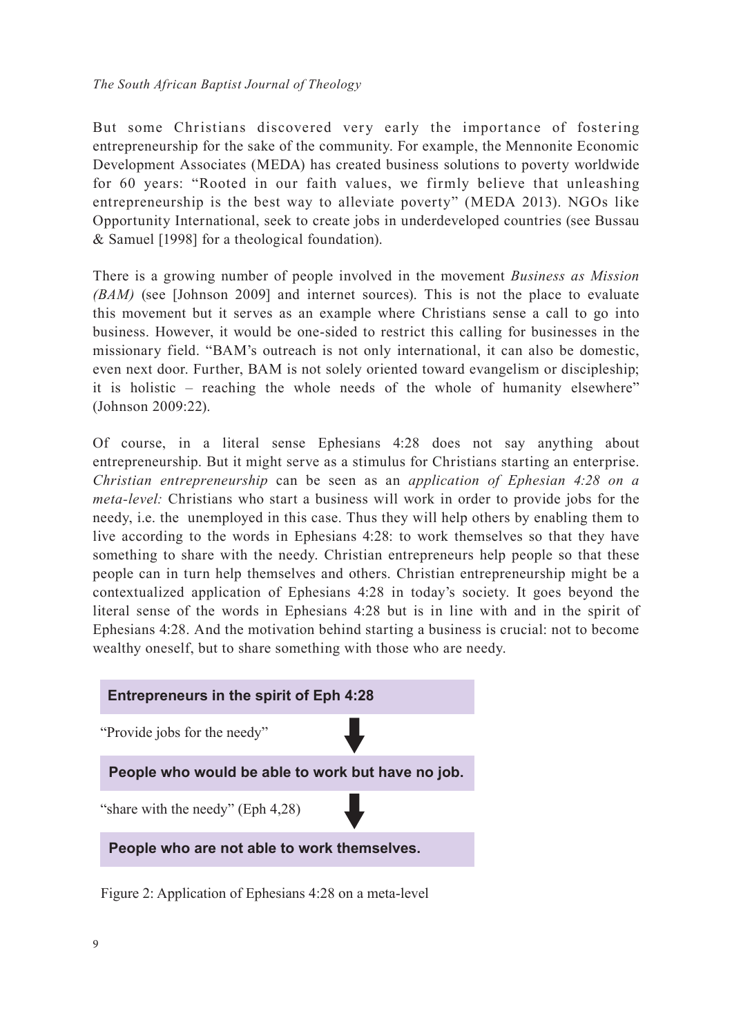But some Christians discovered very early the importance of fostering entrepreneurship for the sake of the community. For example, the Mennonite Economic Development Associates (MEDA) has created business solutions to poverty worldwide for 60 years: "Rooted in our faith values, we firmly believe that unleashing entrepreneurship is the best way to alleviate poverty" (MEDA 2013). NGOs like Opportunity International, seek to create jobs in underdeveloped countries (see Bussau & Samuel [1998] for a theological foundation).

There is a growing number of people involved in the movement *Business as Mission (BAM)* (see [Johnson 2009] and internet sources). This is not the place to evaluate this movement but it serves as an example where Christians sense a call to go into business. However, it would be one-sided to restrict this calling for businesses in the missionary field. "BAM's outreach is not only international, it can also be domestic, even next door. Further, BAM is not solely oriented toward evangelism or discipleship; it is holistic – reaching the whole needs of the whole of humanity elsewhere" (Johnson 2009:22).

Of course, in a literal sense Ephesians 4:28 does not say anything about entrepreneurship. But it might serve as a stimulus for Christians starting an enterprise. *Christian entrepreneurship* can be seen as an *application of Ephesian 4:28 on a meta-level:* Christians who start a business will work in order to provide jobs for the needy, i.e. the unemployed in this case. Thus they will help others by enabling them to live according to the words in Ephesians 4:28: to work themselves so that they have something to share with the needy. Christian entrepreneurs help people so that these people can in turn help themselves and others. Christian entrepreneurship might be a contextualized application of Ephesians 4:28 in today's society. It goes beyond the literal sense of the words in Ephesians 4:28 but is in line with and in the spirit of Ephesians 4:28. And the motivation behind starting a business is crucial: not to become wealthy oneself, but to share something with those who are needy.

**Entrepreneurs in the spirit of Eph 4:28**

"Provide jobs for the needy" ↓

**People who would be able to work but have no job.**

"share with the needy" (Eph 4,28) ↓

**People who are not able to work themselves.**

Figure 2: Application of Ephesians 4:28 on a meta-level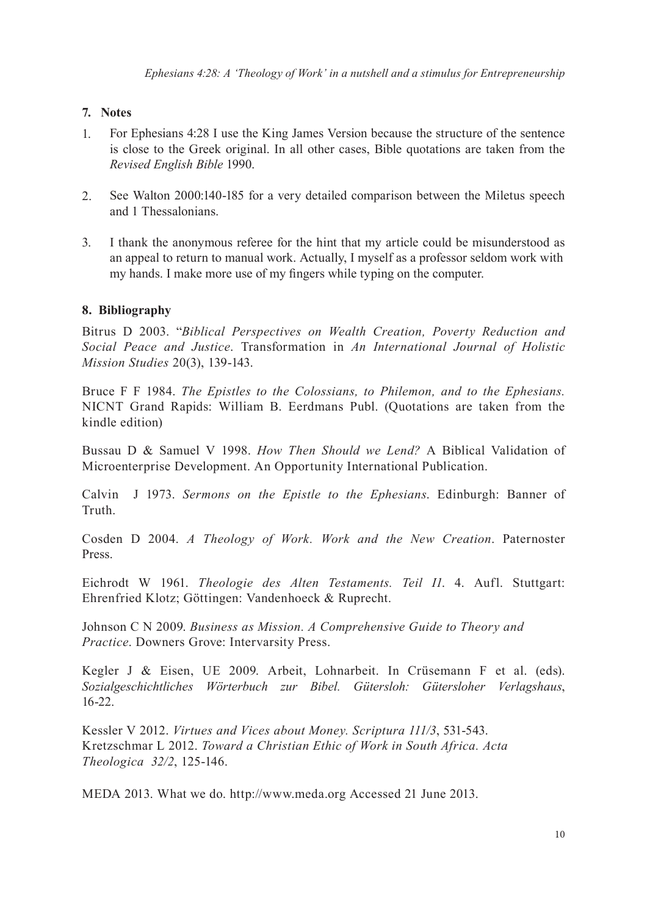## 7. Notes

1. For Ephesians 4:28 I use the King James Version because the structure of the sentence is close to the Greek original. In all other cases, Bible quotations are taken from the *Revised English Bible* 1990.

2. See Walton 2000:140-185 for a very detailed comparison between the Miletus speech and 1 Thessalonians.

3. I thank the anonymous referee for the hint that my article could be misunderstood as an appeal to return to manual work. Actually, I myself as a professor seldom work with my hands. I make more use of my fingers while typing on the computer.

## 8. Bibliography

Bitrus D 2003. "*Biblical Perspectives on Wealth Creation, Poverty Reduction and Social Peace and Justice*. Transformation in *An International Journal of Holistic Mission Studies* 20(3), 139-143.

Bruce F F 1984. *The Epistles to the Colossians, to Philemon, and to the Ephesians.* NICNT Grand Rapids: William B. Eerdmans Publ. (Quotations are taken from the kindle edition)

Bussau D & Samuel V 1998. *How Then Should we Lend?* A Biblical Validation of Microenterprise Development. An Opportunity International Publication.

Calvin J 1973. *Sermons on the Epistle to the Ephesians*. Edinburgh: Banner of Truth.

Cosden D 2004. *A Theology of Work. Work and the New Creation*. Paternoster Press.

Eichrodt W 1961. *Theologie des Alten Testaments. Teil I1*. 4. Aufl. Stuttgart: Ehrenfried Klotz; Göttingen: Vandenhoeck & Ruprecht.

Johnson C N 2009. *Business as Mission. A Comprehensive Guide to Theory and Practice*. Downers Grove: Intervarsity Press.

Kegler J & Eisen, UE 2009. Arbeit, Lohnarbeit. In Crüsemann F et al. (eds). *Sozialgeschichtliches Wörterbuch zur Bibel. Gütersloh: Gütersloher Verlagshaus*, 16-22.

Kessler V 2012. *Virtues and Vices about Money. Scriptura 111/3*, 531-543.
Kretzschmar L 2012. *Toward a Christian Ethic of Work in South Africa. Acta Theologica 32/2*, 125-146.

MEDA 2013. What we do. http://www.meda.org Accessed 21 June 2013.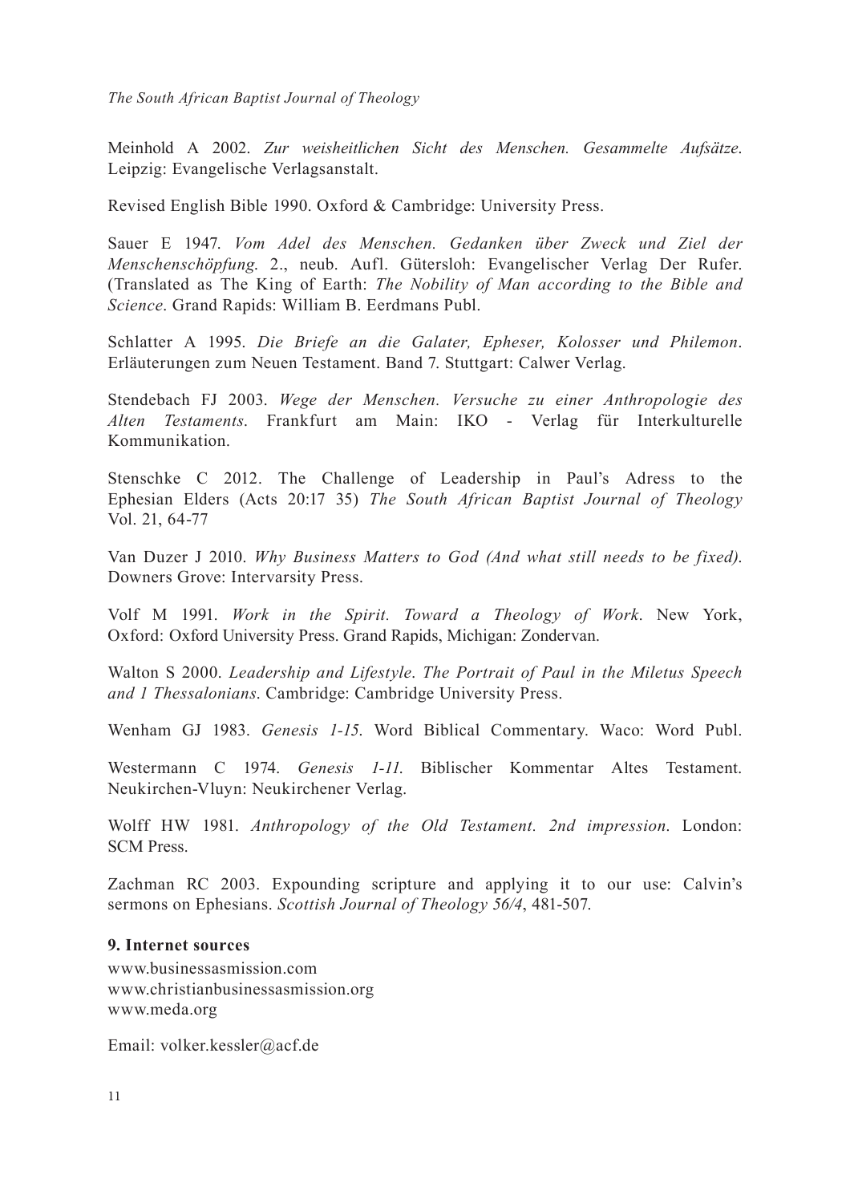Meinhold A 2002. *Zur weisheitlichen Sicht des Menschen. Gesammelte Aufsätze.* Leipzig: Evangelische Verlagsanstalt.

Revised English Bible 1990. Oxford & Cambridge: University Press.

Sauer E 1947. *Vom Adel des Menschen. Gedanken über Zweck und Ziel der Menschenschöpfung.* 2., neub. Aufl. Gütersloh: Evangelischer Verlag Der Rufer. (Translated as The King of Earth: *The Nobility of Man according to the Bible and Science*. Grand Rapids: William B. Eerdmans Publ.

Schlatter A 1995. *Die Briefe an die Galater, Epheser, Kolosser und Philemon.* Erläuterungen zum Neuen Testament. Band 7. Stuttgart: Calwer Verlag.

Stendebach FJ 2003. *Wege der Menschen. Versuche zu einer Anthropologie des Alten Testaments.* Frankfurt am Main: IKO - Verlag für Interkulturelle Kommunikation.

Stenschke C 2012. The Challenge of Leadership in Paul's Adress to the Ephesian Elders (Acts 20:17 35) *The South African Baptist Journal of Theology* Vol. 21, 64-77

Van Duzer J 2010. *Why Business Matters to God (And what still needs to be fixed).* Downers Grove: Intervarsity Press.

Volf M 1991. *Work in the Spirit. Toward a Theology of Work*. New York, Oxford: Oxford University Press. Grand Rapids, Michigan: Zondervan.

Walton S 2000. *Leadership and Lifestyle. The Portrait of Paul in the Miletus Speech and 1 Thessalonians.* Cambridge: Cambridge University Press.

Wenham GJ 1983. *Genesis 1-15.* Word Biblical Commentary. Waco: Word Publ.

Westermann C 1974. *Genesis 1-11.* Biblischer Kommentar Altes Testament. Neukirchen-Vluyn: Neukirchener Verlag.

Wolff HW 1981. *Anthropology of the Old Testament. 2nd impression.* London: SCM Press.

Zachman RC 2003. Expounding scripture and applying it to our use: Calvin's sermons on Ephesians. *Scottish Journal of Theology 56/4*, 481-507.

**9. Internet sources**

www.businessasmission.com
www.christianbusinessasmission.org
www.meda.org

Email: volker.kessler@acf.de